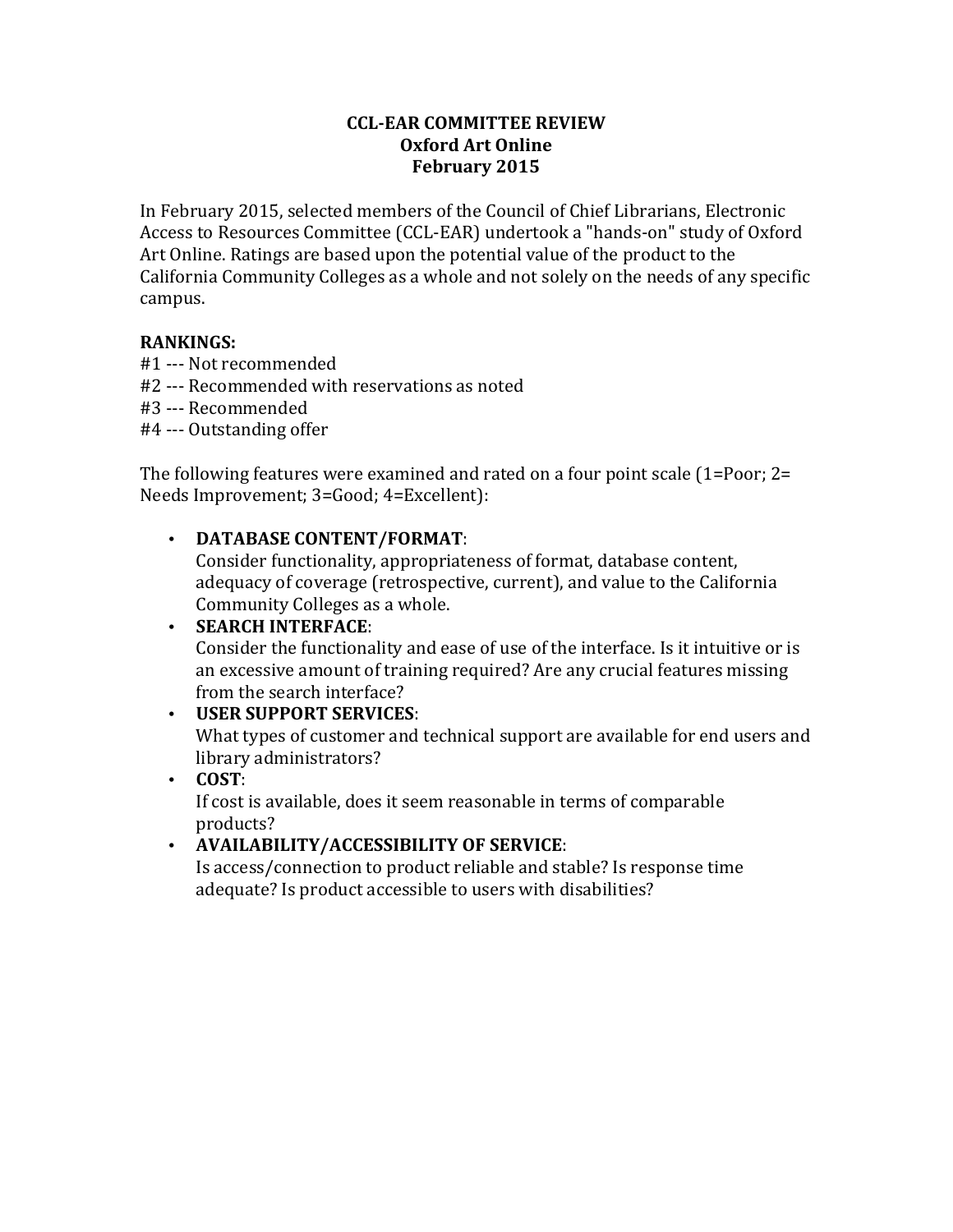# CCL-EAR COMMITTEE REVIEW
## Oxford Art Online
## February 2015

In February 2015, selected members of the Council of Chief Librarians, Electronic Access to Resources Committee (CCL-EAR) undertook a "hands-on" study of Oxford Art Online. Ratings are based upon the potential value of the product to the California Community Colleges as a whole and not solely on the needs of any specific campus.

**RANKINGS:**

#1 --- Not recommended
#2 --- Recommended with reservations as noted
#3 --- Recommended
#4 --- Outstanding offer

The following features were examined and rated on a four point scale (1=Poor; 2= Needs Improvement; 3=Good; 4=Excellent):

- **DATABASE CONTENT/FORMAT**:
  Consider functionality, appropriateness of format, database content, adequacy of coverage (retrospective, current), and value to the California Community Colleges as a whole.
- **SEARCH INTERFACE**:
  Consider the functionality and ease of use of the interface. Is it intuitive or is an excessive amount of training required? Are any crucial features missing from the search interface?
- **USER SUPPORT SERVICES**:
  What types of customer and technical support are available for end users and library administrators?
- **COST**:
  If cost is available, does it seem reasonable in terms of comparable products?
- **AVAILABILITY/ACCESSIBILITY OF SERVICE**:
  Is access/connection to product reliable and stable? Is response time adequate? Is product accessible to users with disabilities?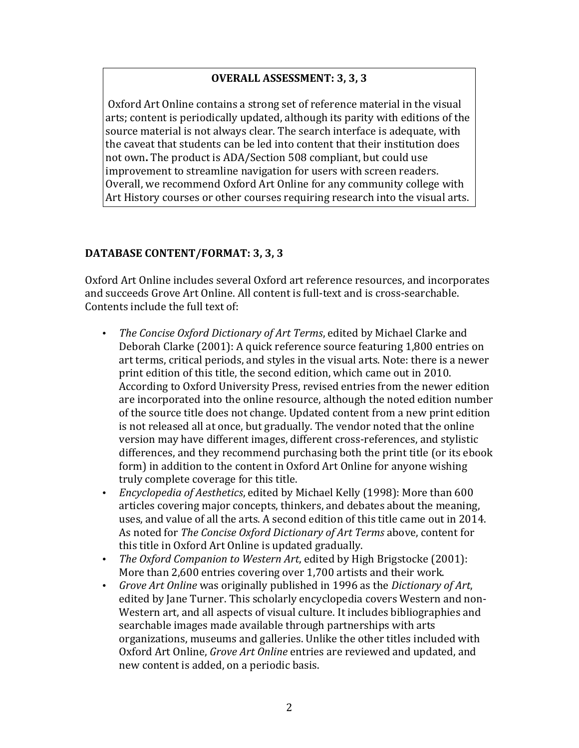**OVERALL ASSESSMENT: 3, 3, 3**

Oxford Art Online contains a strong set of reference material in the visual arts; content is periodically updated, although its parity with editions of the source material is not always clear. The search interface is adequate, with the caveat that students can be led into content that their institution does not own**.** The product is ADA/Section 508 compliant, but could use improvement to streamline navigation for users with screen readers. Overall, we recommend Oxford Art Online for any community college with Art History courses or other courses requiring research into the visual arts.

## DATABASE CONTENT/FORMAT: 3, 3, 3

Oxford Art Online includes several Oxford art reference resources, and incorporates and succeeds Grove Art Online. All content is full-text and is cross-searchable. Contents include the full text of:

- *The Concise Oxford Dictionary of Art Terms*, edited by Michael Clarke and Deborah Clarke (2001): A quick reference source featuring 1,800 entries on art terms, critical periods, and styles in the visual arts. Note: there is a newer print edition of this title, the second edition, which came out in 2010. According to Oxford University Press, revised entries from the newer edition are incorporated into the online resource, although the noted edition number of the source title does not change. Updated content from a new print edition is not released all at once, but gradually. The vendor noted that the online version may have different images, different cross-references, and stylistic differences, and they recommend purchasing both the print title (or its ebook form) in addition to the content in Oxford Art Online for anyone wishing truly complete coverage for this title.
- *Encyclopedia of Aesthetics*, edited by Michael Kelly (1998): More than 600 articles covering major concepts, thinkers, and debates about the meaning, uses, and value of all the arts. A second edition of this title came out in 2014. As noted for *The Concise Oxford Dictionary of Art Terms* above, content for this title in Oxford Art Online is updated gradually.
- *The Oxford Companion to Western Art*, edited by High Brigstocke (2001): More than 2,600 entries covering over 1,700 artists and their work.
- *Grove Art Online* was originally published in 1996 as the *Dictionary of Art*, edited by Jane Turner. This scholarly encyclopedia covers Western and non-Western art, and all aspects of visual culture. It includes bibliographies and searchable images made available through partnerships with arts organizations, museums and galleries. Unlike the other titles included with Oxford Art Online, *Grove Art Online* entries are reviewed and updated, and new content is added, on a periodic basis.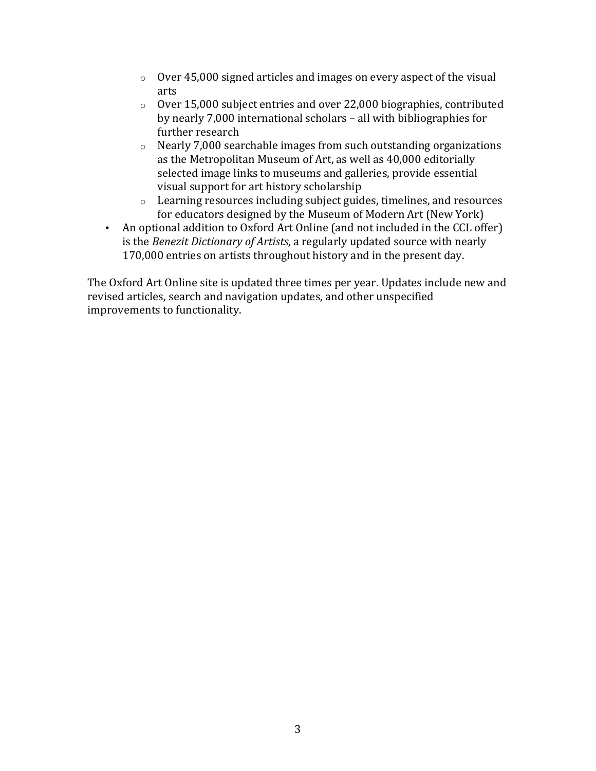- Over 45,000 signed articles and images on every aspect of the visual arts
  - Over 15,000 subject entries and over 22,000 biographies, contributed by nearly 7,000 international scholars – all with bibliographies for further research
  - Nearly 7,000 searchable images from such outstanding organizations as the Metropolitan Museum of Art, as well as 40,000 editorially selected image links to museums and galleries, provide essential visual support for art history scholarship
  - Learning resources including subject guides, timelines, and resources for educators designed by the Museum of Modern Art (New York)
- An optional addition to Oxford Art Online (and not included in the CCL offer) is the *Benezit Dictionary of Artists*, a regularly updated source with nearly 170,000 entries on artists throughout history and in the present day.

The Oxford Art Online site is updated three times per year. Updates include new and revised articles, search and navigation updates, and other unspecified improvements to functionality.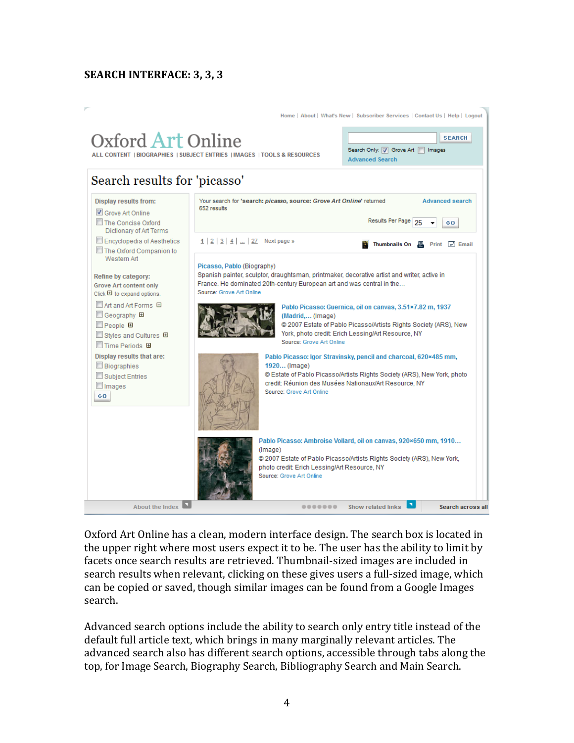**SEARCH INTERFACE: 3, 3, 3**

Oxford Art Online has a clean, modern interface design. The search box is located in the upper right where most users expect it to be. The user has the ability to limit by facets once search results are retrieved. Thumbnail-sized images are included in search results when relevant, clicking on these gives users a full-sized image, which can be copied or saved, though similar images can be found from a Google Images search.

Advanced search options include the ability to search only entry title instead of the default full article text, which brings in many marginally relevant articles. The advanced search also has different search options, accessible through tabs along the top, for Image Search, Biography Search, Bibliography Search and Main Search.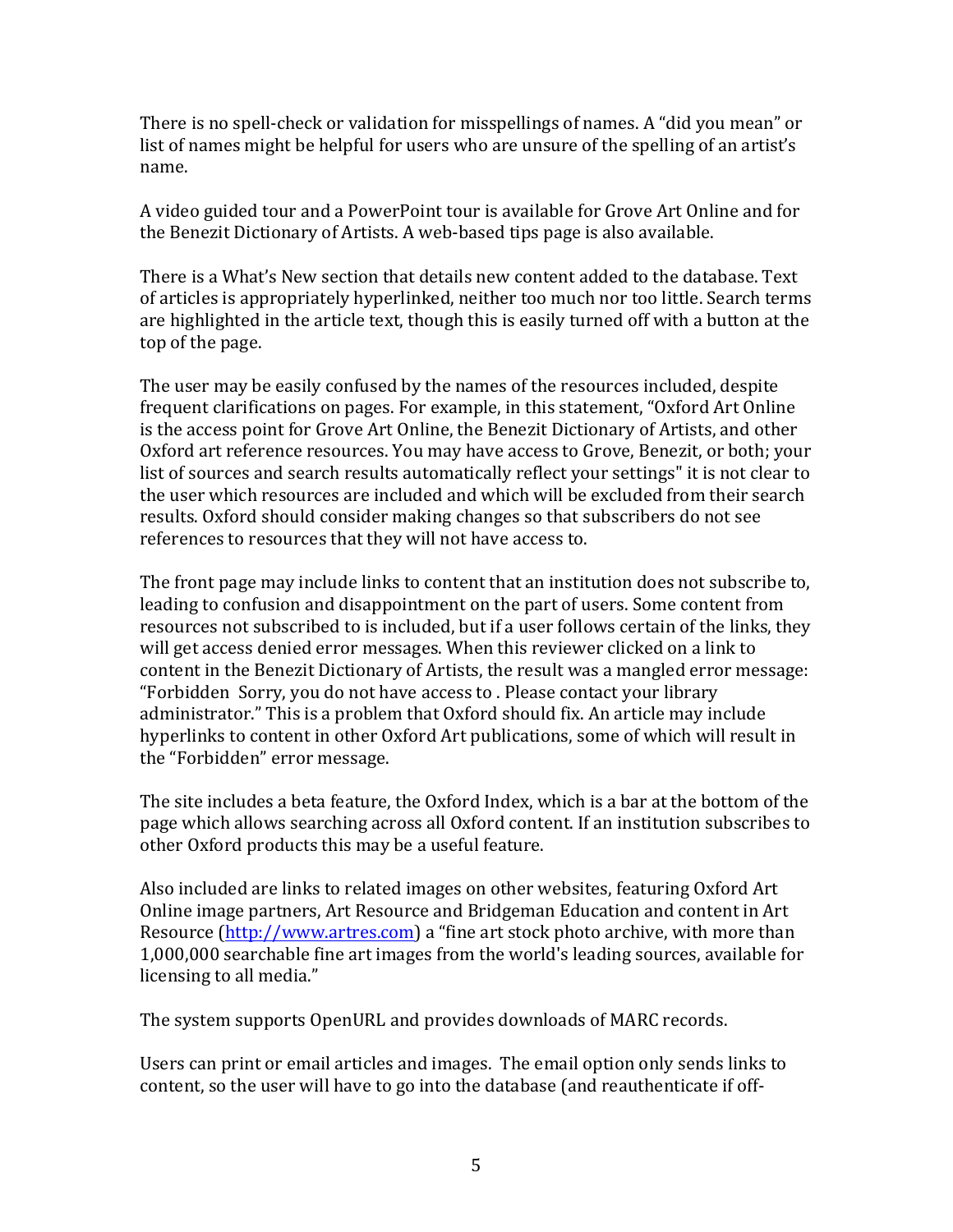There is no spell-check or validation for misspellings of names. A "did you mean" or list of names might be helpful for users who are unsure of the spelling of an artist's name.

A video guided tour and a PowerPoint tour is available for Grove Art Online and for the Benezit Dictionary of Artists. A web-based tips page is also available.

There is a What's New section that details new content added to the database. Text of articles is appropriately hyperlinked, neither too much nor too little. Search terms are highlighted in the article text, though this is easily turned off with a button at the top of the page.

The user may be easily confused by the names of the resources included, despite frequent clarifications on pages. For example, in this statement, "Oxford Art Online is the access point for Grove Art Online, the Benezit Dictionary of Artists, and other Oxford art reference resources. You may have access to Grove, Benezit, or both; your list of sources and search results automatically reflect your settings" it is not clear to the user which resources are included and which will be excluded from their search results. Oxford should consider making changes so that subscribers do not see references to resources that they will not have access to.

The front page may include links to content that an institution does not subscribe to, leading to confusion and disappointment on the part of users. Some content from resources not subscribed to is included, but if a user follows certain of the links, they will get access denied error messages. When this reviewer clicked on a link to content in the Benezit Dictionary of Artists, the result was a mangled error message: "Forbidden Sorry, you do not have access to . Please contact your library administrator." This is a problem that Oxford should fix. An article may include hyperlinks to content in other Oxford Art publications, some of which will result in the "Forbidden" error message.

The site includes a beta feature, the Oxford Index, which is a bar at the bottom of the page which allows searching across all Oxford content. If an institution subscribes to other Oxford products this may be a useful feature.

Also included are links to related images on other websites, featuring Oxford Art Online image partners, Art Resource and Bridgeman Education and content in Art Resource (http://www.artres.com) a "fine art stock photo archive, with more than 1,000,000 searchable fine art images from the world's leading sources, available for licensing to all media."

The system supports OpenURL and provides downloads of MARC records.

Users can print or email articles and images. The email option only sends links to content, so the user will have to go into the database (and reauthenticate if off-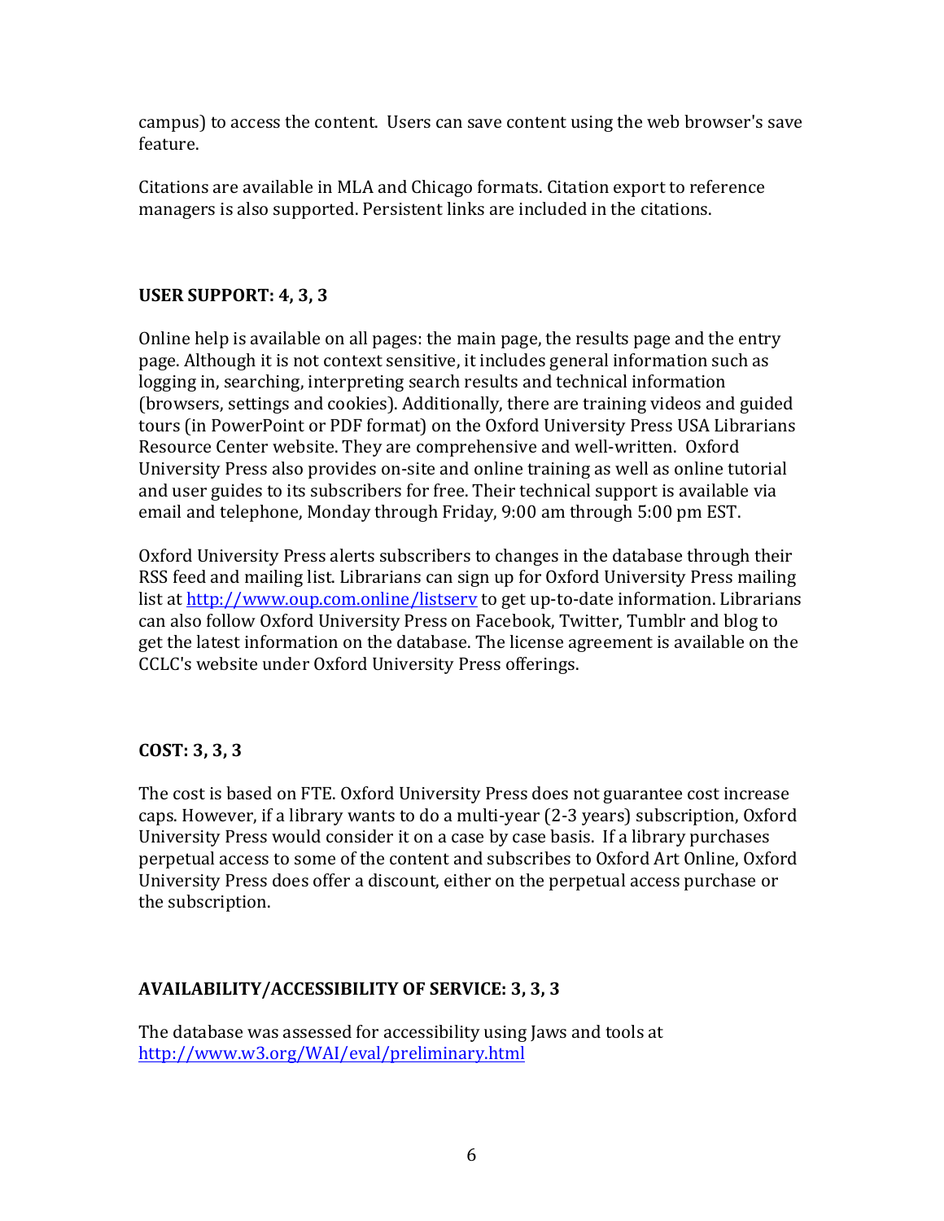campus) to access the content. Users can save content using the web browser's save feature.

Citations are available in MLA and Chicago formats. Citation export to reference managers is also supported. Persistent links are included in the citations.

**USER SUPPORT: 4, 3, 3**

Online help is available on all pages: the main page, the results page and the entry page. Although it is not context sensitive, it includes general information such as logging in, searching, interpreting search results and technical information (browsers, settings and cookies). Additionally, there are training videos and guided tours (in PowerPoint or PDF format) on the Oxford University Press USA Librarians Resource Center website. They are comprehensive and well-written. Oxford University Press also provides on-site and online training as well as online tutorial and user guides to its subscribers for free. Their technical support is available via email and telephone, Monday through Friday, 9:00 am through 5:00 pm EST.

Oxford University Press alerts subscribers to changes in the database through their RSS feed and mailing list. Librarians can sign up for Oxford University Press mailing list at http://www.oup.com.online/listserv to get up-to-date information. Librarians can also follow Oxford University Press on Facebook, Twitter, Tumblr and blog to get the latest information on the database. The license agreement is available on the CCLC's website under Oxford University Press offerings.

**COST: 3, 3, 3**

The cost is based on FTE. Oxford University Press does not guarantee cost increase caps. However, if a library wants to do a multi-year (2-3 years) subscription, Oxford University Press would consider it on a case by case basis. If a library purchases perpetual access to some of the content and subscribes to Oxford Art Online, Oxford University Press does offer a discount, either on the perpetual access purchase or the subscription.

**AVAILABILITY/ACCESSIBILITY OF SERVICE: 3, 3, 3**

The database was assessed for accessibility using Jaws and tools at http://www.w3.org/WAI/eval/preliminary.html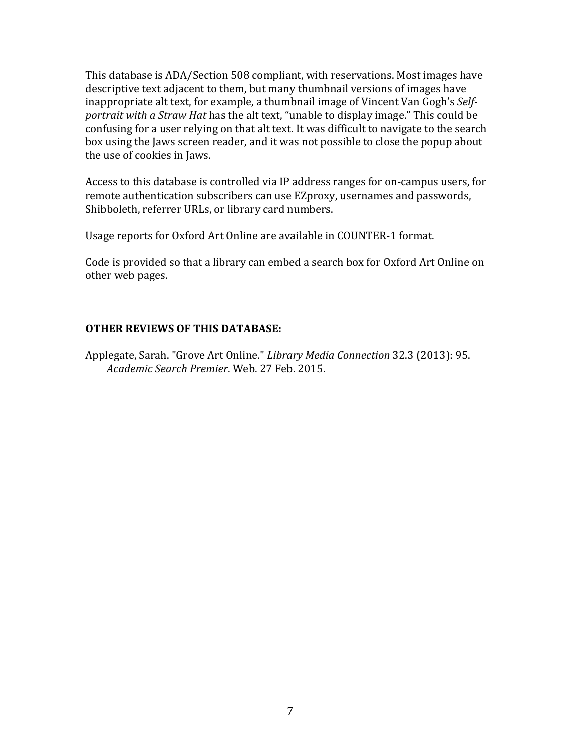This database is ADA/Section 508 compliant, with reservations. Most images have descriptive text adjacent to them, but many thumbnail versions of images have inappropriate alt text, for example, a thumbnail image of Vincent Van Gogh's *Self-portrait with a Straw Hat* has the alt text, "unable to display image." This could be confusing for a user relying on that alt text. It was difficult to navigate to the search box using the Jaws screen reader, and it was not possible to close the popup about the use of cookies in Jaws.

Access to this database is controlled via IP address ranges for on-campus users, for remote authentication subscribers can use EZproxy, usernames and passwords, Shibboleth, referrer URLs, or library card numbers.

Usage reports for Oxford Art Online are available in COUNTER-1 format.

Code is provided so that a library can embed a search box for Oxford Art Online on other web pages.

**OTHER REVIEWS OF THIS DATABASE:**

Applegate, Sarah. "Grove Art Online." *Library Media Connection* 32.3 (2013): 95. *Academic Search Premier*. Web. 27 Feb. 2015.